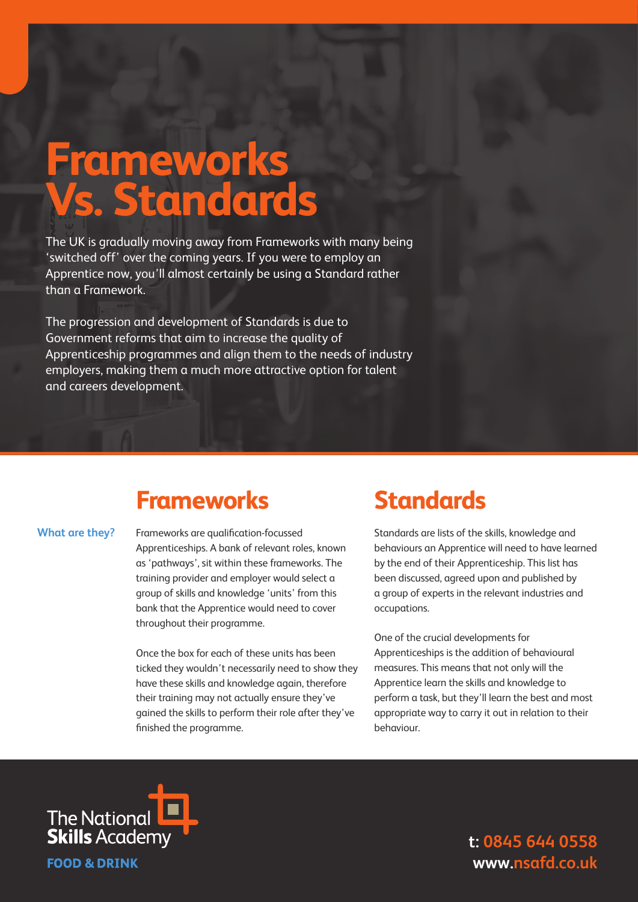# Frameworks Vs. Standards

The UK is gradually moving away from Frameworks with many being 'switched off' over the coming years. If you were to employ an Apprentice now, you'll almost certainly be using a Standard rather than a Framework.

The progression and development of Standards is due to Government reforms that aim to increase the quality of Apprenticeship programmes and align them to the needs of industry employers, making them a much more attractive option for talent and careers development.

| | Frameworks | Standards |
|---|---|---|
| **What are they?** | Frameworks are qualification-focussed Apprenticeships. A bank of relevant roles, known as 'pathways', sit within these frameworks. The training provider and employer would select a group of skills and knowledge 'units' from this bank that the Apprentice would need to cover throughout their programme.<br><br>Once the box for each of these units has been ticked they wouldn't necessarily need to show they have these skills and knowledge again, therefore their training may not actually ensure they've gained the skills to perform their role after they've finished the programme. | Standards are lists of the skills, knowledge and behaviours an Apprentice will need to have learned by the end of their Apprenticeship. This list has been discussed, agreed upon and published by a group of experts in the relevant industries and occupations.<br><br>One of the crucial developments for Apprenticeships is the addition of behavioural measures. This means that not only will the Apprentice learn the skills and knowledge to perform a task, but they'll learn the best and most appropriate way to carry it out in relation to their behaviour. |

The National **Skills** Academy

**FOOD & DRINK**

**t: 0845 644 0558**
**www.nsafd.co.uk**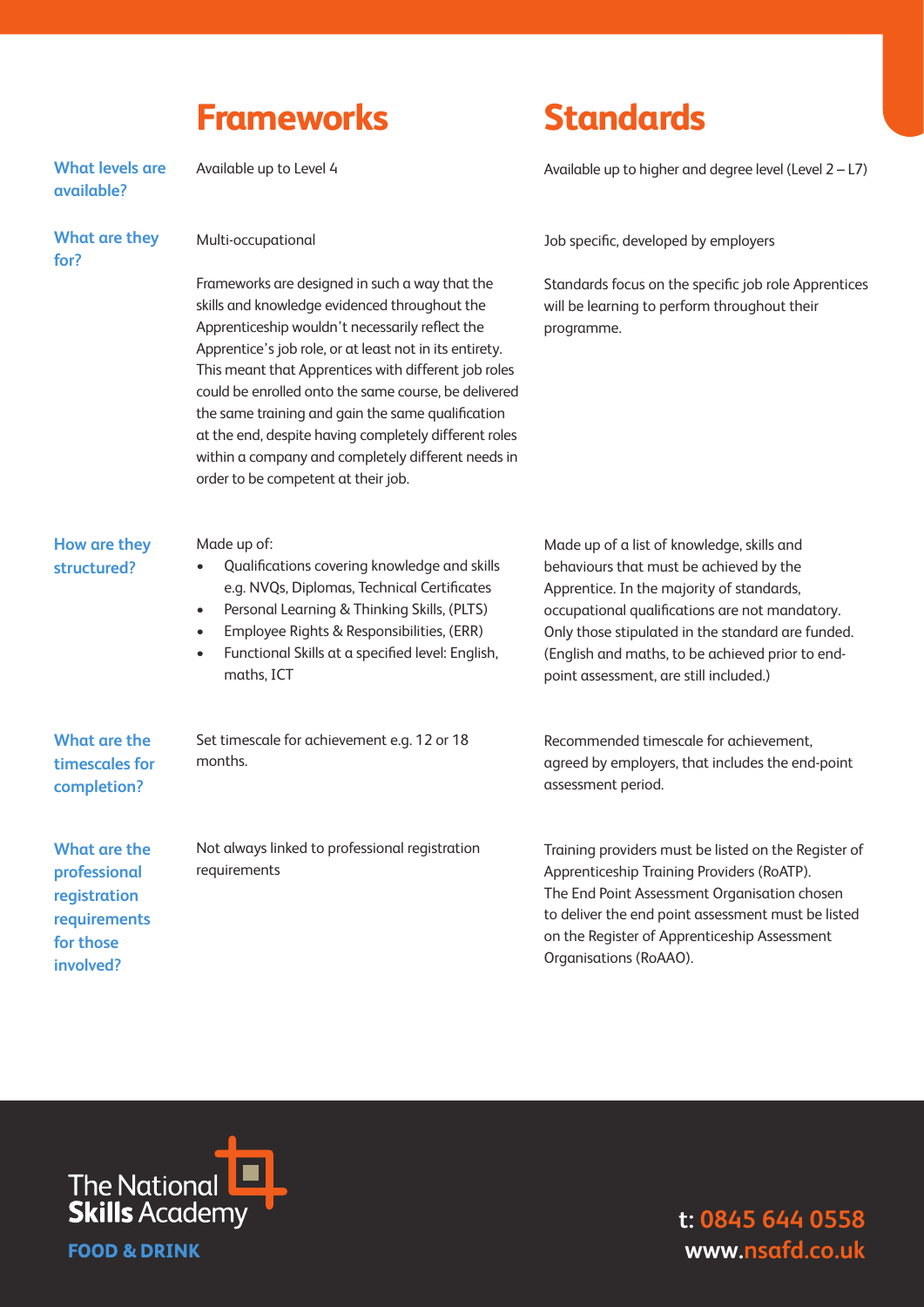| | Frameworks | Standards |
|---|---|---|
| **What levels are available?** | Available up to Level 4 | Available up to higher and degree level (Level 2 – L7) |
| **What are they for?** | Multi-occupational<br><br>Frameworks are designed in such a way that the skills and knowledge evidenced throughout the Apprenticeship wouldn't necessarily reflect the Apprentice's job role, or at least not in its entirety. This meant that Apprentices with different job roles could be enrolled onto the same course, be delivered the same training and gain the same qualification at the end, despite having completely different roles within a company and completely different needs in order to be competent at their job. | Job specific, developed by employers<br><br>Standards focus on the specific job role Apprentices will be learning to perform throughout their programme. |
| **How are they structured?** | Made up of:<br>• Qualifications covering knowledge and skills e.g. NVQs, Diplomas, Technical Certificates<br>• Personal Learning & Thinking Skills, (PLTS)<br>• Employee Rights & Responsibilities, (ERR)<br>• Functional Skills at a specified level: English, maths, ICT | Made up of a list of knowledge, skills and behaviours that must be achieved by the Apprentice. In the majority of standards, occupational qualifications are not mandatory. Only those stipulated in the standard are funded. (English and maths, to be achieved prior to end-point assessment, are still included.) |
| **What are the timescales for completion?** | Set timescale for achievement e.g. 12 or 18 months. | Recommended timescale for achievement, agreed by employers, that includes the end-point assessment period. |
| **What are the professional registration requirements for those involved?** | Not always linked to professional registration requirements | Training providers must be listed on the Register of Apprenticeship Training Providers (RoATP).<br>The End Point Assessment Organisation chosen to deliver the end point assessment must be listed on the Register of Apprenticeship Assessment Organisations (RoAAO). |

The National Skills Academy
FOOD & DRINK

t: 0845 644 0558
www.nsafd.co.uk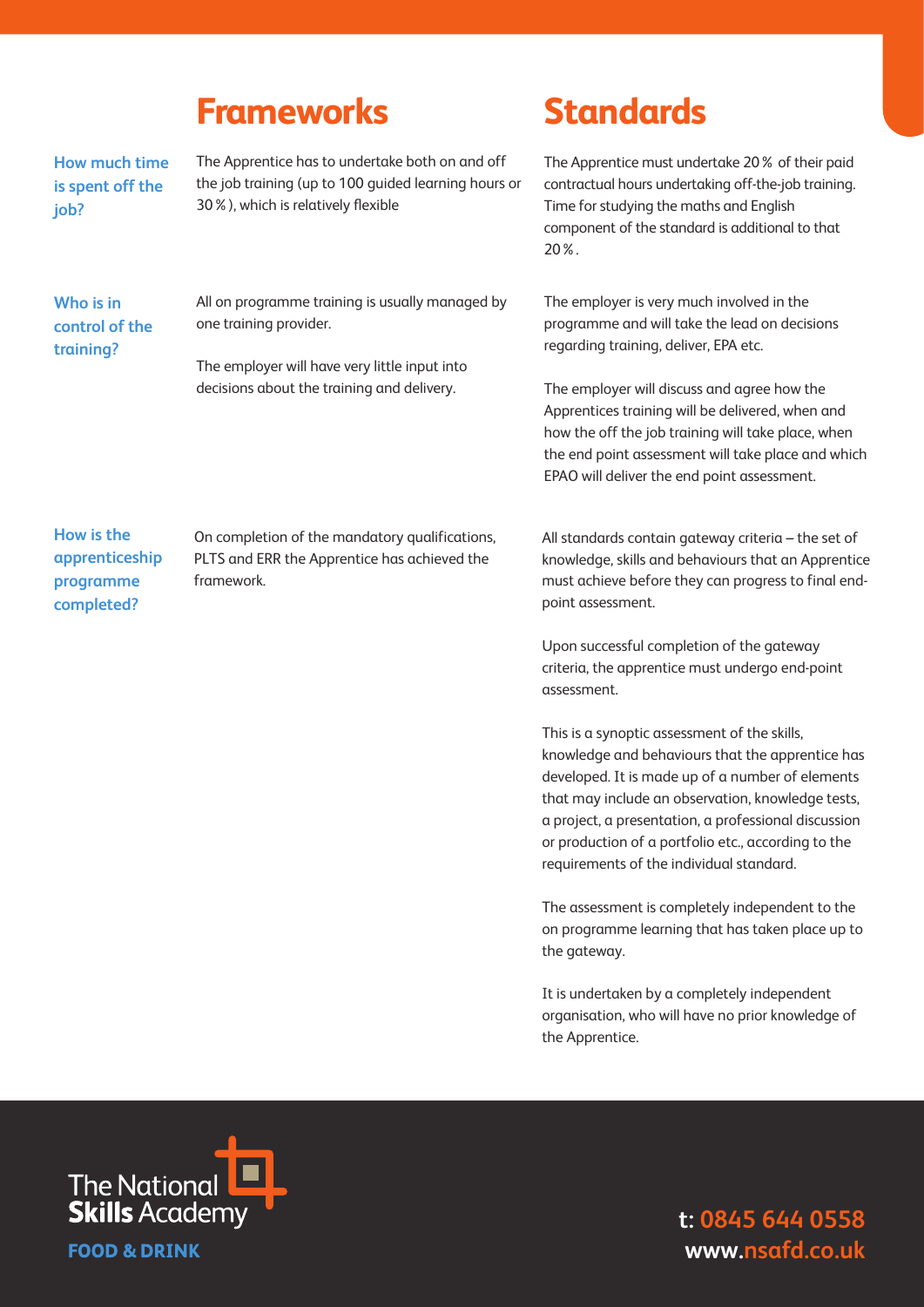| | Frameworks | Standards |
|---|---|---|
| How much time is spent off the job? | The Apprentice has to undertake both on and off the job training (up to 100 guided learning hours or 30 %), which is relatively flexible | The Apprentice must undertake 20 % of their paid contractual hours undertaking off-the-job training. Time for studying the maths and English component of the standard is additional to that 20 %. |
| Who is in control of the training? | All on programme training is usually managed by one training provider.<br><br>The employer will have very little input into decisions about the training and delivery. | The employer is very much involved in the programme and will take the lead on decisions regarding training, deliver, EPA etc.<br><br>The employer will discuss and agree how the Apprentices training will be delivered, when and how the off the job training will take place, when the end point assessment will take place and which EPAO will deliver the end point assessment. |
| How is the apprenticeship programme completed? | On completion of the mandatory qualifications, PLTS and ERR the Apprentice has achieved the framework. | All standards contain gateway criteria – the set of knowledge, skills and behaviours that an Apprentice must achieve before they can progress to final end-point assessment.<br><br>Upon successful completion of the gateway criteria, the apprentice must undergo end-point assessment.<br><br>This is a synoptic assessment of the skills, knowledge and behaviours that the apprentice has developed. It is made up of a number of elements that may include an observation, knowledge tests, a project, a presentation, a professional discussion or production of a portfolio etc., according to the requirements of the individual standard.<br><br>The assessment is completely independent to the on programme learning that has taken place up to the gateway.<br><br>It is undertaken by a completely independent organisation, who will have no prior knowledge of the Apprentice. |

The National Skills Academy
FOOD & DRINK

t: 0845 644 0558
www.nsafd.co.uk